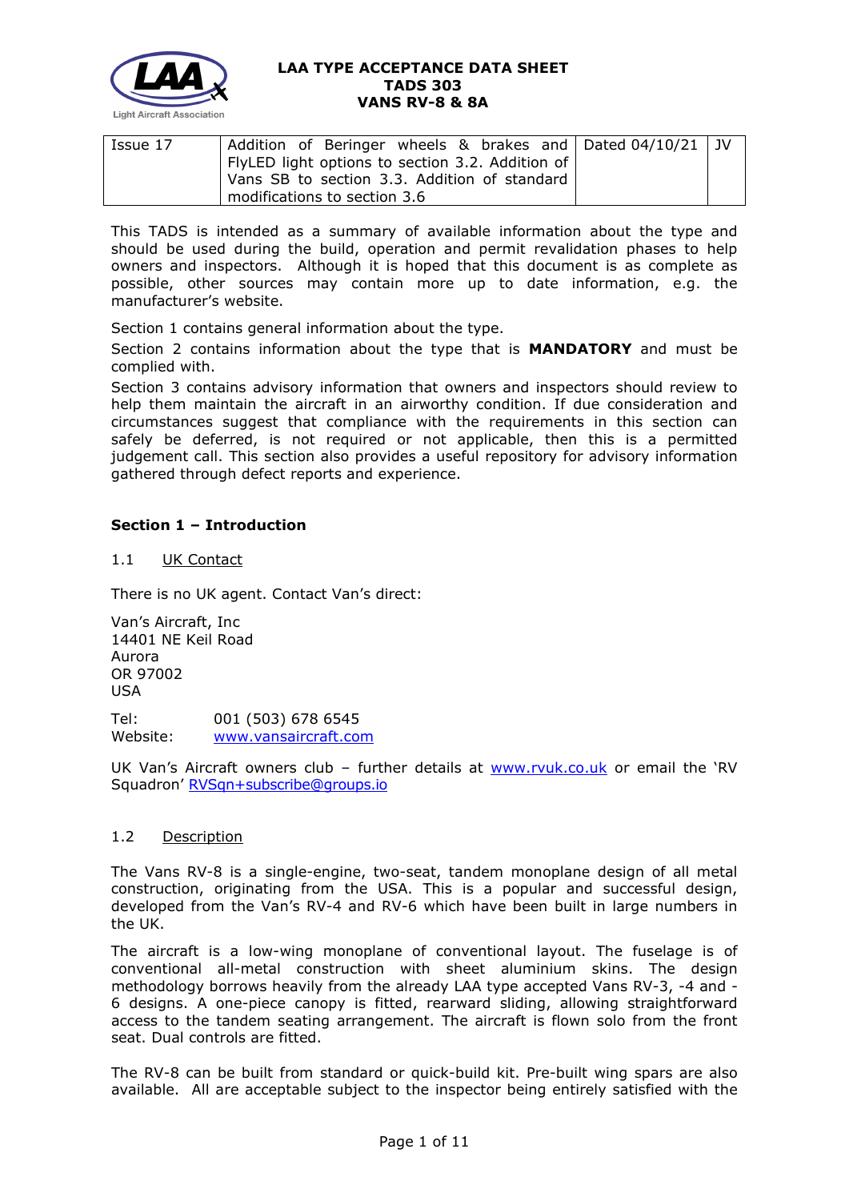**LAA TYPE ACCEPTANCE DATA SHEET**
**TADS 303**
**VANS RV-8 & 8A**

| Issue 17 | Addition of Beringer wheels & brakes and FlyLED light options to section 3.2. Addition of Vans SB to section 3.3. Addition of standard modifications to section 3.6 | Dated 04/10/21 | JV |
|---|---|---|---|

This TADS is intended as a summary of available information about the type and should be used during the build, operation and permit revalidation phases to help owners and inspectors. Although it is hoped that this document is as complete as possible, other sources may contain more up to date information, e.g. the manufacturer's website.

Section 1 contains general information about the type.

Section 2 contains information about the type that is **MANDATORY** and must be complied with.

Section 3 contains advisory information that owners and inspectors should review to help them maintain the aircraft in an airworthy condition. If due consideration and circumstances suggest that compliance with the requirements in this section can safely be deferred, is not required or not applicable, then this is a permitted judgement call. This section also provides a useful repository for advisory information gathered through defect reports and experience.

## Section 1 – Introduction

### 1.1 UK Contact

There is no UK agent. Contact Van's direct:

Van's Aircraft, Inc
14401 NE Keil Road
Aurora
OR 97002
USA

Tel: 001 (503) 678 6545
Website: www.vansaircraft.com

UK Van's Aircraft owners club – further details at www.rvuk.co.uk or email the 'RV Squadron' RVSqn+subscribe@groups.io

### 1.2 Description

The Vans RV-8 is a single-engine, two-seat, tandem monoplane design of all metal construction, originating from the USA. This is a popular and successful design, developed from the Van's RV-4 and RV-6 which have been built in large numbers in the UK.

The aircraft is a low-wing monoplane of conventional layout. The fuselage is of conventional all-metal construction with sheet aluminium skins. The design methodology borrows heavily from the already LAA type accepted Vans RV-3, -4 and -6 designs. A one-piece canopy is fitted, rearward sliding, allowing straightforward access to the tandem seating arrangement. The aircraft is flown solo from the front seat. Dual controls are fitted.

The RV-8 can be built from standard or quick-build kit. Pre-built wing spars are also available. All are acceptable subject to the inspector being entirely satisfied with the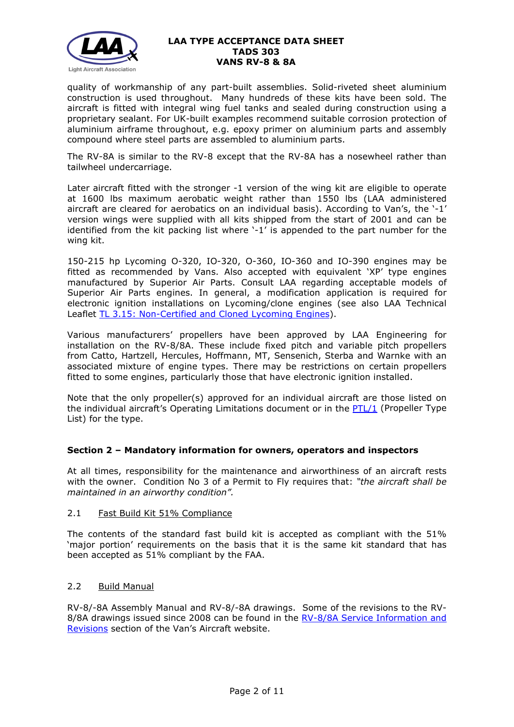quality of workmanship of any part-built assemblies. Solid-riveted sheet aluminium construction is used throughout. Many hundreds of these kits have been sold. The aircraft is fitted with integral wing fuel tanks and sealed during construction using a proprietary sealant. For UK-built examples recommend suitable corrosion protection of aluminium airframe throughout, e.g. epoxy primer on aluminium parts and assembly compound where steel parts are assembled to aluminium parts.

The RV-8A is similar to the RV-8 except that the RV-8A has a nosewheel rather than tailwheel undercarriage.

Later aircraft fitted with the stronger -1 version of the wing kit are eligible to operate at 1600 lbs maximum aerobatic weight rather than 1550 lbs (LAA administered aircraft are cleared for aerobatics on an individual basis). According to Van's, the '-1' version wings were supplied with all kits shipped from the start of 2001 and can be identified from the kit packing list where '-1' is appended to the part number for the wing kit.

150-215 hp Lycoming O-320, IO-320, O-360, IO-360 and IO-390 engines may be fitted as recommended by Vans. Also accepted with equivalent 'XP' type engines manufactured by Superior Air Parts. Consult LAA regarding acceptable models of Superior Air Parts engines. In general, a modification application is required for electronic ignition installations on Lycoming/clone engines (see also LAA Technical Leaflet [TL 3.15: Non-Certified and Cloned Lycoming Engines]).

Various manufacturers' propellers have been approved by LAA Engineering for installation on the RV-8/8A. These include fixed pitch and variable pitch propellers from Catto, Hartzell, Hercules, Hoffmann, MT, Sensenich, Sterba and Warnke with an associated mixture of engine types. There may be restrictions on certain propellers fitted to some engines, particularly those that have electronic ignition installed.

Note that the only propeller(s) approved for an individual aircraft are those listed on the individual aircraft's Operating Limitations document or in the [PTL/1] (Propeller Type List) for the type.

## Section 2 – Mandatory information for owners, operators and inspectors

At all times, responsibility for the maintenance and airworthiness of an aircraft rests with the owner. Condition No 3 of a Permit to Fly requires that: *"the aircraft shall be maintained in an airworthy condition".*

### 2.1 Fast Build Kit 51% Compliance

The contents of the standard fast build kit is accepted as compliant with the 51% 'major portion' requirements on the basis that it is the same kit standard that has been accepted as 51% compliant by the FAA.

### 2.2 Build Manual

RV-8/-8A Assembly Manual and RV-8/-8A drawings. Some of the revisions to the RV-8/8A drawings issued since 2008 can be found in the [RV-8/8A Service Information and Revisions] section of the Van's Aircraft website.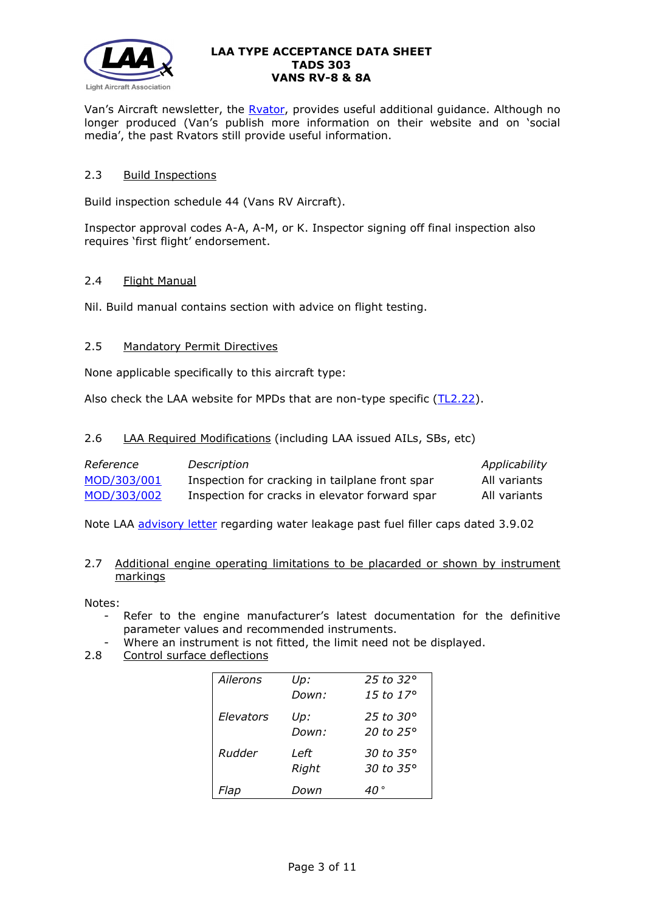Van's Aircraft newsletter, the Rvator, provides useful additional guidance. Although no longer produced (Van's publish more information on their website and on 'social media', the past Rvators still provide useful information.

### 2.3 Build Inspections

Build inspection schedule 44 (Vans RV Aircraft).

Inspector approval codes A-A, A-M, or K. Inspector signing off final inspection also requires 'first flight' endorsement.

### 2.4 Flight Manual

Nil. Build manual contains section with advice on flight testing.

### 2.5 Mandatory Permit Directives

None applicable specifically to this aircraft type:

Also check the LAA website for MPDs that are non-type specific (TL2.22).

### 2.6 LAA Required Modifications (including LAA issued AILs, SBs, etc)

| *Reference* | *Description* | *Applicability* |
|---|---|---|
| MOD/303/001 | Inspection for cracking in tailplane front spar | All variants |
| MOD/303/002 | Inspection for cracks in elevator forward spar | All variants |

Note LAA advisory letter regarding water leakage past fuel filler caps dated 3.9.02

### 2.7 Additional engine operating limitations to be placarded or shown by instrument markings

Notes:

- Refer to the engine manufacturer's latest documentation for the definitive parameter values and recommended instruments.
- Where an instrument is not fitted, the limit need not be displayed.

### 2.8 Control surface deflections

| | | |
|---|---|---|
| *Ailerons* | *Up:* | *25 to 32°* |
| | *Down:* | *15 to 17°* |
| *Elevators* | *Up:* | *25 to 30°* |
| | *Down:* | *20 to 25°* |
| *Rudder* | *Left* | *30 to 35°* |
| | *Right* | *30 to 35°* |
| *Flap* | *Down* | *40 °* |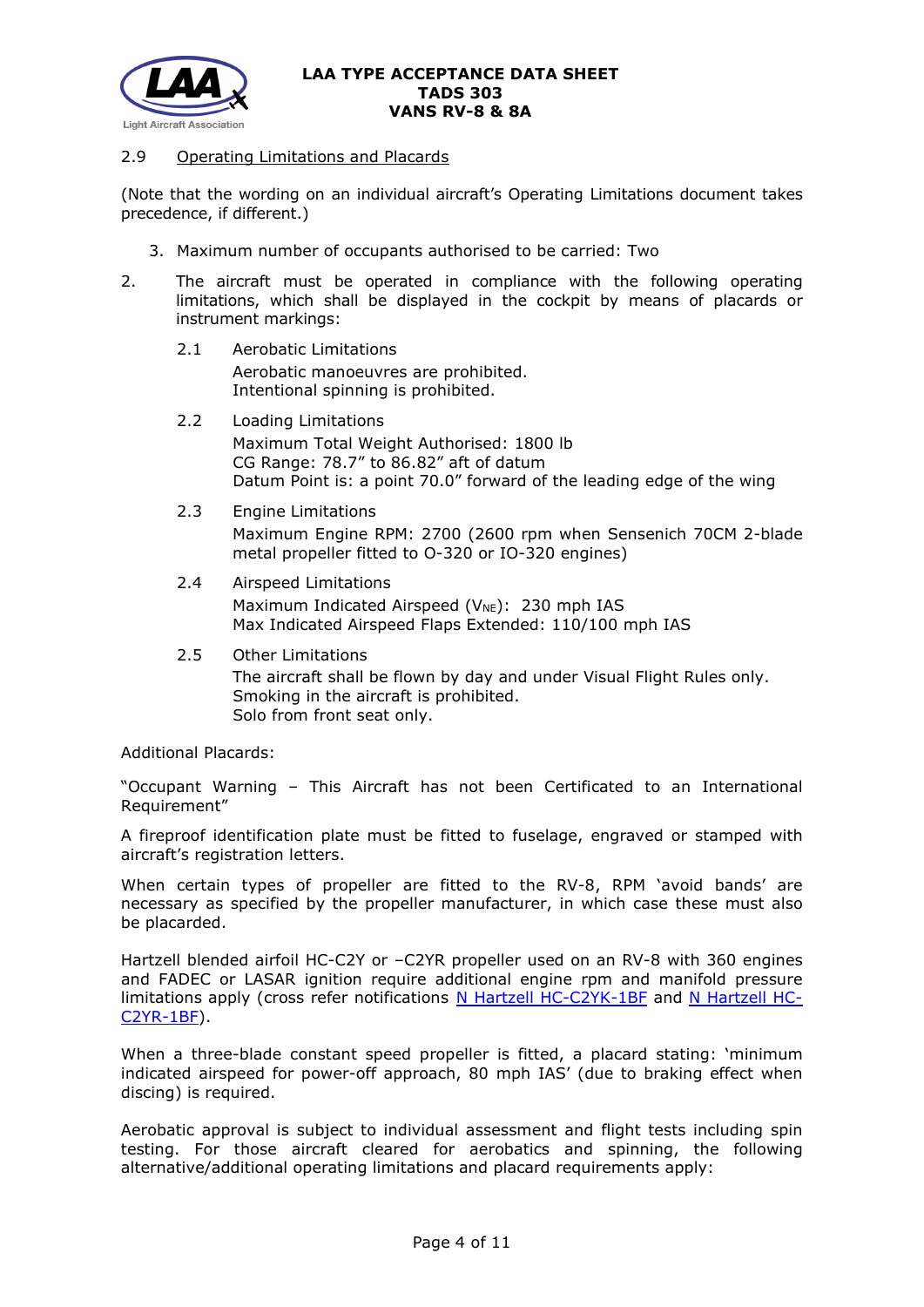## 2.9 Operating Limitations and Placards

(Note that the wording on an individual aircraft's Operating Limitations document takes precedence, if different.)

3. Maximum number of occupants authorised to be carried: Two

2. The aircraft must be operated in compliance with the following operating limitations, which shall be displayed in the cockpit by means of placards or instrument markings:

   2.1 Aerobatic Limitations

   Aerobatic manoeuvres are prohibited.
   Intentional spinning is prohibited.

   2.2 Loading Limitations

   Maximum Total Weight Authorised: 1800 lb
   CG Range: 78.7" to 86.82" aft of datum
   Datum Point is: a point 70.0" forward of the leading edge of the wing

   2.3 Engine Limitations

   Maximum Engine RPM: 2700 (2600 rpm when Sensenich 70CM 2-blade metal propeller fitted to O-320 or IO-320 engines)

   2.4 Airspeed Limitations

   Maximum Indicated Airspeed ($V_{NE}$): 230 mph IAS
   Max Indicated Airspeed Flaps Extended: 110/100 mph IAS

   2.5 Other Limitations

   The aircraft shall be flown by day and under Visual Flight Rules only.
   Smoking in the aircraft is prohibited.
   Solo from front seat only.

Additional Placards:

"Occupant Warning – This Aircraft has not been Certificated to an International Requirement"

A fireproof identification plate must be fitted to fuselage, engraved or stamped with aircraft's registration letters.

When certain types of propeller are fitted to the RV-8, RPM 'avoid bands' are necessary as specified by the propeller manufacturer, in which case these must also be placarded.

Hartzell blended airfoil HC-C2Y or –C2YR propeller used on an RV-8 with 360 engines and FADEC or LASAR ignition require additional engine rpm and manifold pressure limitations apply (cross refer notifications N Hartzell HC-C2YK-1BF and N Hartzell HC-C2YR-1BF).

When a three-blade constant speed propeller is fitted, a placard stating: 'minimum indicated airspeed for power-off approach, 80 mph IAS' (due to braking effect when discing) is required.

Aerobatic approval is subject to individual assessment and flight tests including spin testing. For those aircraft cleared for aerobatics and spinning, the following alternative/additional operating limitations and placard requirements apply: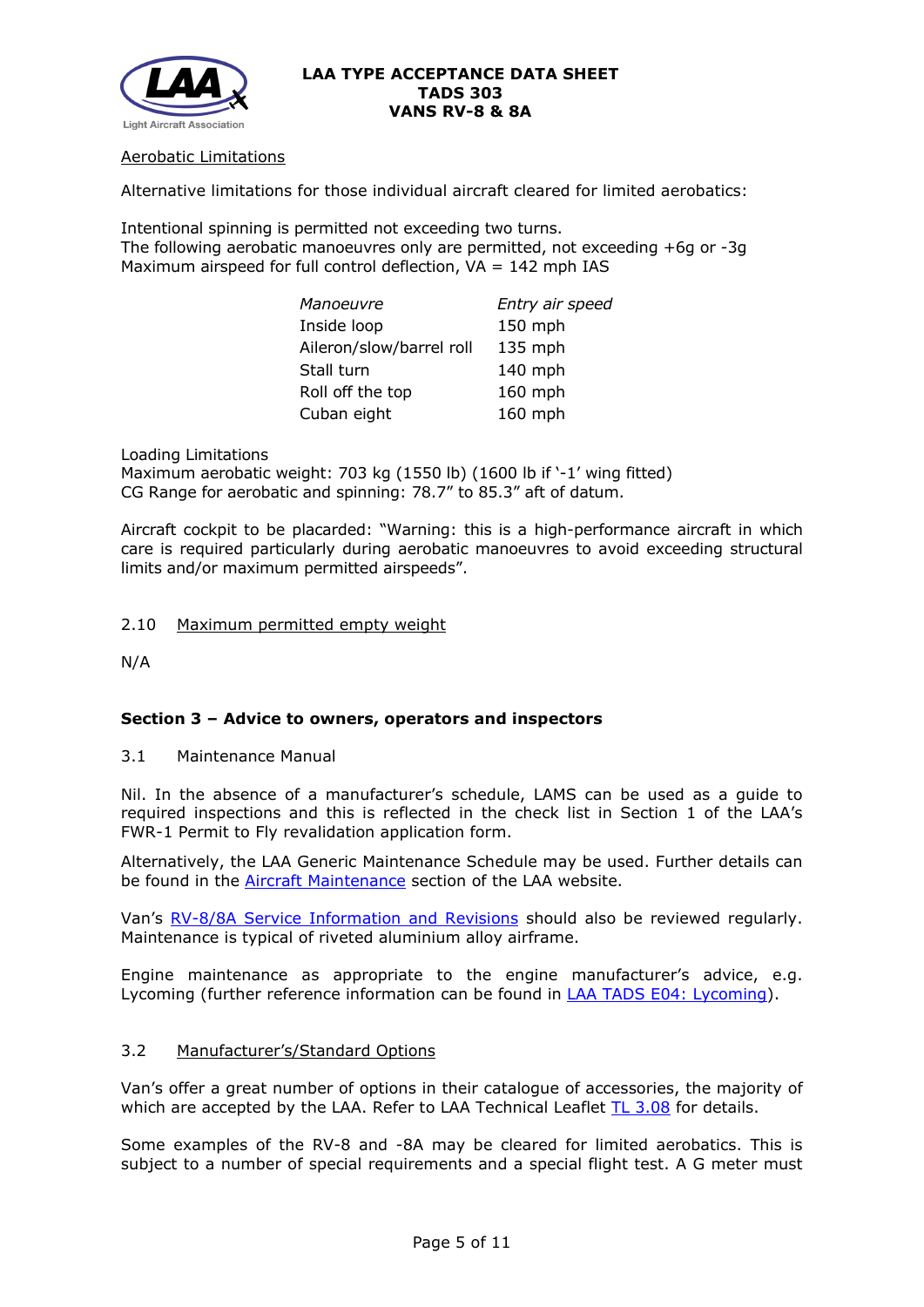Aerobatic Limitations

Alternative limitations for those individual aircraft cleared for limited aerobatics:

Intentional spinning is permitted not exceeding two turns.
The following aerobatic manoeuvres only are permitted, not exceeding +6g or -3g
Maximum airspeed for full control deflection, VA = 142 mph IAS

| *Manoeuvre* | *Entry air speed* |
|---|---|
| Inside loop | 150 mph |
| Aileron/slow/barrel roll | 135 mph |
| Stall turn | 140 mph |
| Roll off the top | 160 mph |
| Cuban eight | 160 mph |

Loading Limitations
Maximum aerobatic weight: 703 kg (1550 lb) (1600 lb if '-1' wing fitted)
CG Range for aerobatic and spinning: 78.7" to 85.3" aft of datum.

Aircraft cockpit to be placarded: "Warning: this is a high-performance aircraft in which care is required particularly during aerobatic manoeuvres to avoid exceeding structural limits and/or maximum permitted airspeeds".

2.10 Maximum permitted empty weight

N/A

**Section 3 – Advice to owners, operators and inspectors**

3.1 Maintenance Manual

Nil. In the absence of a manufacturer's schedule, LAMS can be used as a guide to required inspections and this is reflected in the check list in Section 1 of the LAA's FWR-1 Permit to Fly revalidation application form.

Alternatively, the LAA Generic Maintenance Schedule may be used. Further details can be found in the Aircraft Maintenance section of the LAA website.

Van's RV-8/8A Service Information and Revisions should also be reviewed regularly. Maintenance is typical of riveted aluminium alloy airframe.

Engine maintenance as appropriate to the engine manufacturer's advice, e.g. Lycoming (further reference information can be found in LAA TADS E04: Lycoming).

3.2 Manufacturer's/Standard Options

Van's offer a great number of options in their catalogue of accessories, the majority of which are accepted by the LAA. Refer to LAA Technical Leaflet TL 3.08 for details.

Some examples of the RV-8 and -8A may be cleared for limited aerobatics. This is subject to a number of special requirements and a special flight test. A G meter must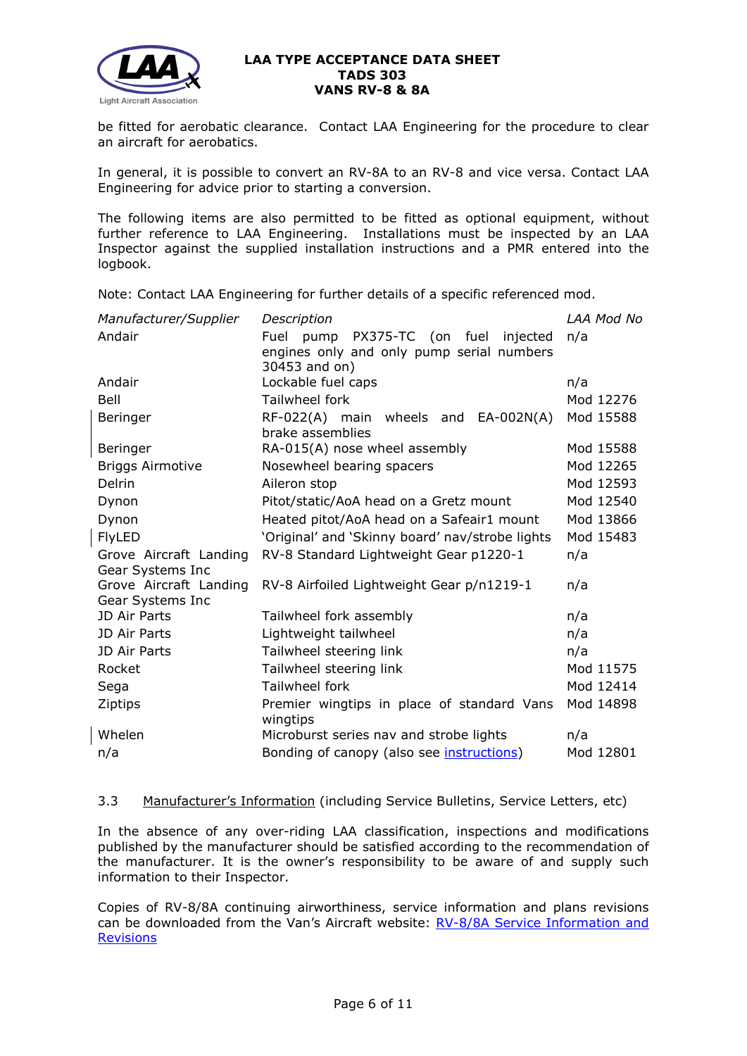be fitted for aerobatic clearance. Contact LAA Engineering for the procedure to clear an aircraft for aerobatics.

In general, it is possible to convert an RV-8A to an RV-8 and vice versa. Contact LAA Engineering for advice prior to starting a conversion.

The following items are also permitted to be fitted as optional equipment, without further reference to LAA Engineering. Installations must be inspected by an LAA Inspector against the supplied installation instructions and a PMR entered into the logbook.

Note: Contact LAA Engineering for further details of a specific referenced mod.

| *Manufacturer/Supplier* | *Description* | *LAA Mod No* |
|---|---|---|
| Andair | Fuel pump PX375-TC (on fuel injected engines only and only pump serial numbers 30453 and on) | n/a |
| Andair | Lockable fuel caps | n/a |
| Bell | Tailwheel fork | Mod 12276 |
| Beringer | RF-022(A) main wheels and EA-002N(A) brake assemblies | Mod 15588 |
| Beringer | RA-015(A) nose wheel assembly | Mod 15588 |
| Briggs Airmotive | Nosewheel bearing spacers | Mod 12265 |
| Delrin | Aileron stop | Mod 12593 |
| Dynon | Pitot/static/AoA head on a Gretz mount | Mod 12540 |
| Dynon | Heated pitot/AoA head on a Safeair1 mount | Mod 13866 |
| FlyLED | 'Original' and 'Skinny board' nav/strobe lights | Mod 15483 |
| Grove Aircraft Landing Gear Systems Inc | RV-8 Standard Lightweight Gear p1220-1 | n/a |
| Grove Aircraft Landing Gear Systems Inc | RV-8 Airfoiled Lightweight Gear p/n1219-1 | n/a |
| JD Air Parts | Tailwheel fork assembly | n/a |
| JD Air Parts | Lightweight tailwheel | n/a |
| JD Air Parts | Tailwheel steering link | n/a |
| Rocket | Tailwheel steering link | Mod 11575 |
| Sega | Tailwheel fork | Mod 12414 |
| Ziptips | Premier wingtips in place of standard Vans wingtips | Mod 14898 |
| Whelen | Microburst series nav and strobe lights | n/a |
| n/a | Bonding of canopy (also see instructions) | Mod 12801 |

3.3 Manufacturer's Information (including Service Bulletins, Service Letters, etc)

In the absence of any over-riding LAA classification, inspections and modifications published by the manufacturer should be satisfied according to the recommendation of the manufacturer. It is the owner's responsibility to be aware of and supply such information to their Inspector.

Copies of RV-8/8A continuing airworthiness, service information and plans revisions can be downloaded from the Van's Aircraft website: RV-8/8A Service Information and Revisions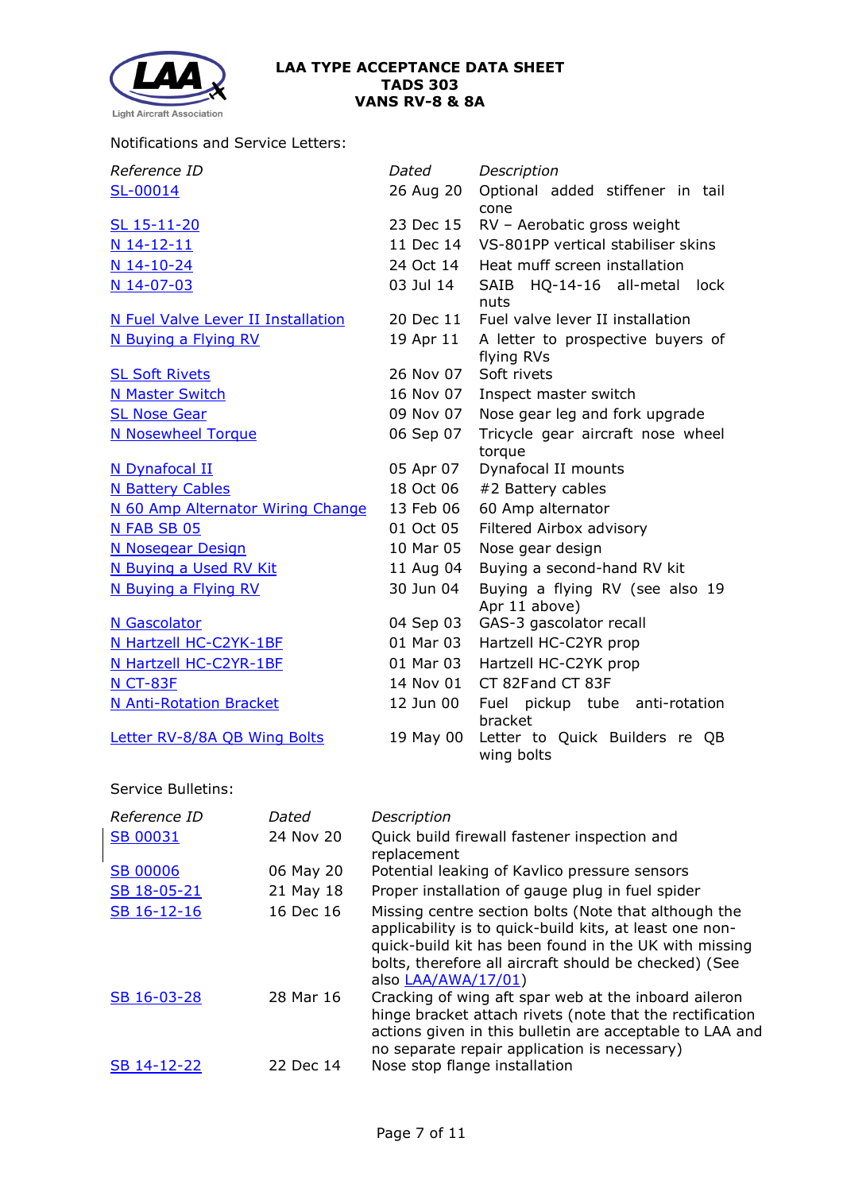Notifications and Service Letters:

| *Reference ID* | *Dated* | *Description* |
|---|---|---|
| SL-00014 | 26 Aug 20 | Optional added stiffener in tail cone |
| SL 15-11-20 | 23 Dec 15 | RV – Aerobatic gross weight |
| N 14-12-11 | 11 Dec 14 | VS-801PP vertical stabiliser skins |
| N 14-10-24 | 24 Oct 14 | Heat muff screen installation |
| N 14-07-03 | 03 Jul 14 | SAIB HQ-14-16 all-metal lock nuts |
| N Fuel Valve Lever II Installation | 20 Dec 11 | Fuel valve lever II installation |
| N Buying a Flying RV | 19 Apr 11 | A letter to prospective buyers of flying RVs |
| SL Soft Rivets | 26 Nov 07 | Soft rivets |
| N Master Switch | 16 Nov 07 | Inspect master switch |
| SL Nose Gear | 09 Nov 07 | Nose gear leg and fork upgrade |
| N Nosewheel Torque | 06 Sep 07 | Tricycle gear aircraft nose wheel torque |
| N Dynafocal II | 05 Apr 07 | Dynafocal II mounts |
| N Battery Cables | 18 Oct 06 | #2 Battery cables |
| N 60 Amp Alternator Wiring Change | 13 Feb 06 | 60 Amp alternator |
| N FAB SB 05 | 01 Oct 05 | Filtered Airbox advisory |
| N Nosegear Design | 10 Mar 05 | Nose gear design |
| N Buying a Used RV Kit | 11 Aug 04 | Buying a second-hand RV kit |
| N Buying a Flying RV | 30 Jun 04 | Buying a flying RV (see also 19 Apr 11 above) |
| N Gascolator | 04 Sep 03 | GAS-3 gascolator recall |
| N Hartzell HC-C2YK-1BF | 01 Mar 03 | Hartzell HC-C2YR prop |
| N Hartzell HC-C2YR-1BF | 01 Mar 03 | Hartzell HC-C2YK prop |
| N CT-83F | 14 Nov 01 | CT 82Fand CT 83F |
| N Anti-Rotation Bracket | 12 Jun 00 | Fuel pickup tube anti-rotation bracket |
| Letter RV-8/8A QB Wing Bolts | 19 May 00 | Letter to Quick Builders re QB wing bolts |

Service Bulletins:

| *Reference ID* | *Dated* | *Description* |
|---|---|---|
| SB 00031 | 24 Nov 20 | Quick build firewall fastener inspection and replacement |
| SB 00006 | 06 May 20 | Potential leaking of Kavlico pressure sensors |
| SB 18-05-21 | 21 May 18 | Proper installation of gauge plug in fuel spider |
| SB 16-12-16 | 16 Dec 16 | Missing centre section bolts (Note that although the applicability is to quick-build kits, at least one non-quick-build kit has been found in the UK with missing bolts, therefore all aircraft should be checked) (See also LAA/AWA/17/01) |
| SB 16-03-28 | 28 Mar 16 | Cracking of wing aft spar web at the inboard aileron hinge bracket attach rivets (note that the rectification actions given in this bulletin are acceptable to LAA and no separate repair application is necessary) |
| SB 14-12-22 | 22 Dec 14 | Nose stop flange installation |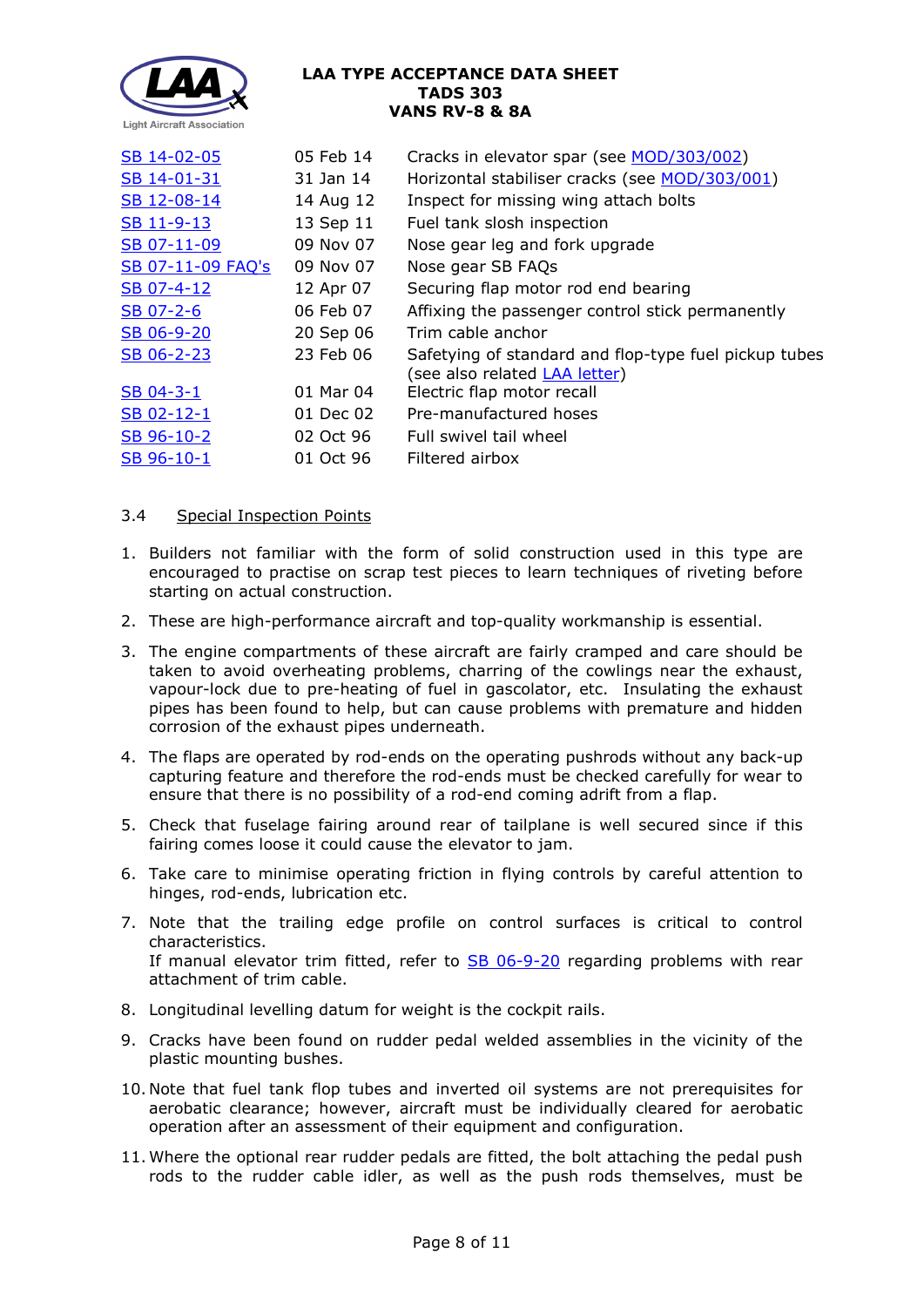| | | |
|---|---|---|
| SB 14-02-05 | 05 Feb 14 | Cracks in elevator spar (see MOD/303/002) |
| SB 14-01-31 | 31 Jan 14 | Horizontal stabiliser cracks (see MOD/303/001) |
| SB 12-08-14 | 14 Aug 12 | Inspect for missing wing attach bolts |
| SB 11-9-13 | 13 Sep 11 | Fuel tank slosh inspection |
| SB 07-11-09 | 09 Nov 07 | Nose gear leg and fork upgrade |
| SB 07-11-09 FAQ's | 09 Nov 07 | Nose gear SB FAQs |
| SB 07-4-12 | 12 Apr 07 | Securing flap motor rod end bearing |
| SB 07-2-6 | 06 Feb 07 | Affixing the passenger control stick permanently |
| SB 06-9-20 | 20 Sep 06 | Trim cable anchor |
| SB 06-2-23 | 23 Feb 06 | Safetying of standard and flop-type fuel pickup tubes (see also related LAA letter) |
| SB 04-3-1 | 01 Mar 04 | Electric flap motor recall |
| SB 02-12-1 | 01 Dec 02 | Pre-manufactured hoses |
| SB 96-10-2 | 02 Oct 96 | Full swivel tail wheel |
| SB 96-10-1 | 01 Oct 96 | Filtered airbox |

### 3.4 Special Inspection Points

1. Builders not familiar with the form of solid construction used in this type are encouraged to practise on scrap test pieces to learn techniques of riveting before starting on actual construction.
2. These are high-performance aircraft and top-quality workmanship is essential.
3. The engine compartments of these aircraft are fairly cramped and care should be taken to avoid overheating problems, charring of the cowlings near the exhaust, vapour-lock due to pre-heating of fuel in gascolator, etc. Insulating the exhaust pipes has been found to help, but can cause problems with premature and hidden corrosion of the exhaust pipes underneath.
4. The flaps are operated by rod-ends on the operating pushrods without any back-up capturing feature and therefore the rod-ends must be checked carefully for wear to ensure that there is no possibility of a rod-end coming adrift from a flap.
5. Check that fuselage fairing around rear of tailplane is well secured since if this fairing comes loose it could cause the elevator to jam.
6. Take care to minimise operating friction in flying controls by careful attention to hinges, rod-ends, lubrication etc.
7. Note that the trailing edge profile on control surfaces is critical to control characteristics.
   If manual elevator trim fitted, refer to SB 06-9-20 regarding problems with rear attachment of trim cable.
8. Longitudinal levelling datum for weight is the cockpit rails.
9. Cracks have been found on rudder pedal welded assemblies in the vicinity of the plastic mounting bushes.
10. Note that fuel tank flop tubes and inverted oil systems are not prerequisites for aerobatic clearance; however, aircraft must be individually cleared for aerobatic operation after an assessment of their equipment and configuration.
11. Where the optional rear rudder pedals are fitted, the bolt attaching the pedal push rods to the rudder cable idler, as well as the push rods themselves, must be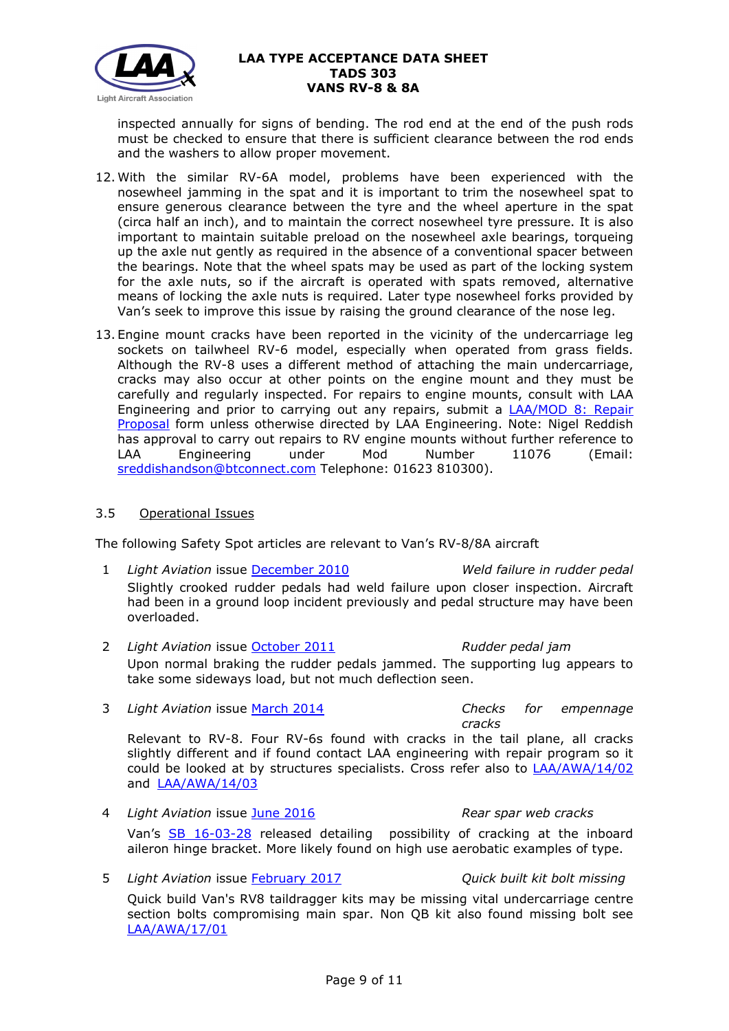inspected annually for signs of bending. The rod end at the end of the push rods must be checked to ensure that there is sufficient clearance between the rod ends and the washers to allow proper movement.

12. With the similar RV-6A model, problems have been experienced with the nosewheel jamming in the spat and it is important to trim the nosewheel spat to ensure generous clearance between the tyre and the wheel aperture in the spat (circa half an inch), and to maintain the correct nosewheel tyre pressure. It is also important to maintain suitable preload on the nosewheel axle bearings, torqueing up the axle nut gently as required in the absence of a conventional spacer between the bearings. Note that the wheel spats may be used as part of the locking system for the axle nuts, so if the aircraft is operated with spats removed, alternative means of locking the axle nuts is required. Later type nosewheel forks provided by Van's seek to improve this issue by raising the ground clearance of the nose leg.

13. Engine mount cracks have been reported in the vicinity of the undercarriage leg sockets on tailwheel RV-6 model, especially when operated from grass fields. Although the RV-8 uses a different method of attaching the main undercarriage, cracks may also occur at other points on the engine mount and they must be carefully and regularly inspected. For repairs to engine mounts, consult with LAA Engineering and prior to carrying out any repairs, submit a LAA/MOD 8: Repair Proposal form unless otherwise directed by LAA Engineering. Note: Nigel Reddish has approval to carry out repairs to RV engine mounts without further reference to LAA Engineering under Mod Number 11076 (Email: sreddishandson@btconnect.com Telephone: 01623 810300).

### 3.5 Operational Issues

The following Safety Spot articles are relevant to Van's RV-8/8A aircraft

1. *Light Aviation* issue December 2010 — *Weld failure in rudder pedal*
   Slightly crooked rudder pedals had weld failure upon closer inspection. Aircraft had been in a ground loop incident previously and pedal structure may have been overloaded.

2. *Light Aviation* issue October 2011 — *Rudder pedal jam*
   Upon normal braking the rudder pedals jammed. The supporting lug appears to take some sideways load, but not much deflection seen.

3. *Light Aviation* issue March 2014 — *Checks for empennage cracks*
   Relevant to RV-8. Four RV-6s found with cracks in the tail plane, all cracks slightly different and if found contact LAA engineering with repair program so it could be looked at by structures specialists. Cross refer also to LAA/AWA/14/02 and LAA/AWA/14/03

4. *Light Aviation* issue June 2016 — *Rear spar web cracks*
   Van's SB 16-03-28 released detailing possibility of cracking at the inboard aileron hinge bracket. More likely found on high use aerobatic examples of type.

5. *Light Aviation* issue February 2017 — *Quick built kit bolt missing*
   Quick build Van's RV8 taildragger kits may be missing vital undercarriage centre section bolts compromising main spar. Non QB kit also found missing bolt see LAA/AWA/17/01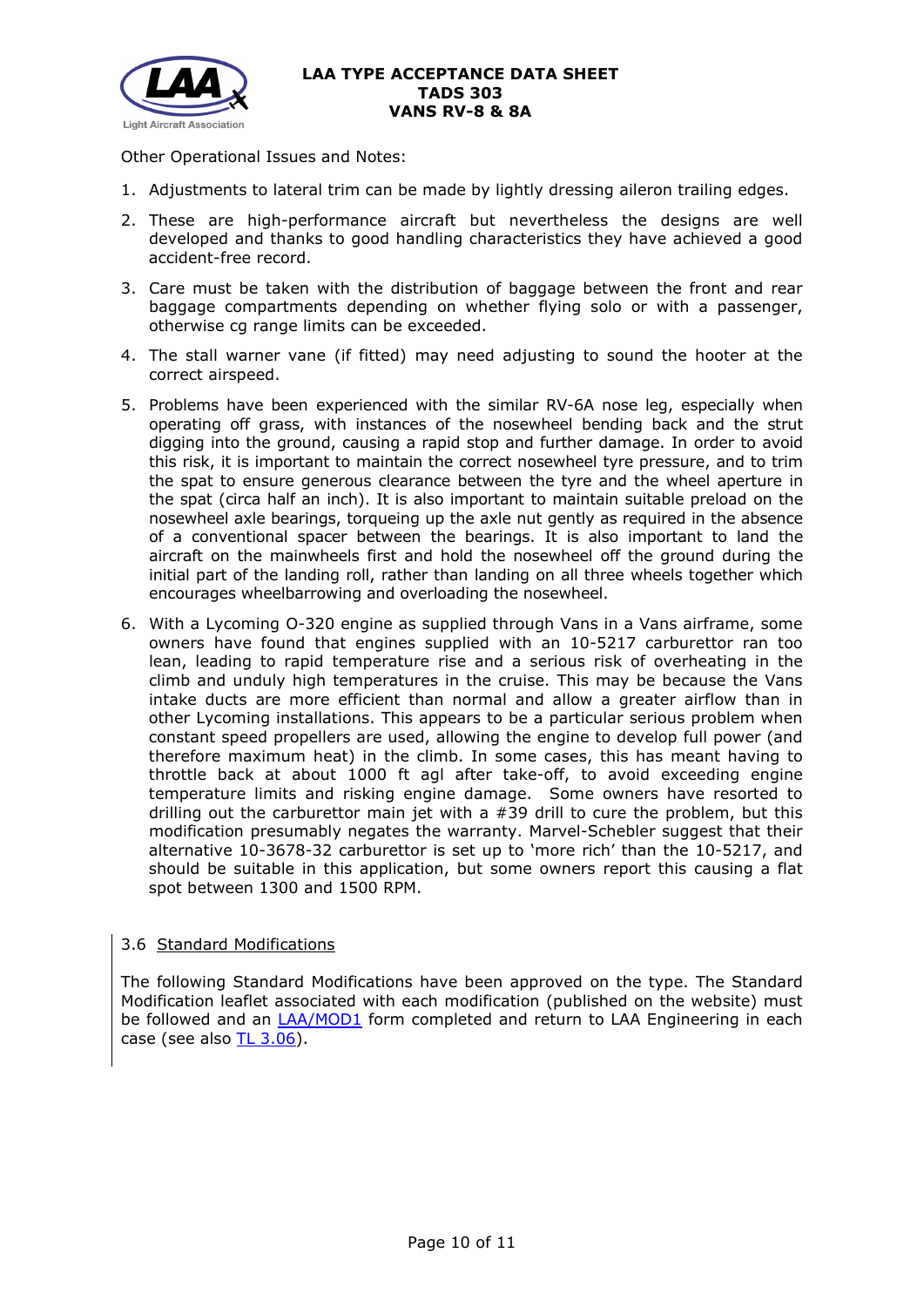Other Operational Issues and Notes:

1. Adjustments to lateral trim can be made by lightly dressing aileron trailing edges.
2. These are high-performance aircraft but nevertheless the designs are well developed and thanks to good handling characteristics they have achieved a good accident-free record.
3. Care must be taken with the distribution of baggage between the front and rear baggage compartments depending on whether flying solo or with a passenger, otherwise cg range limits can be exceeded.
4. The stall warner vane (if fitted) may need adjusting to sound the hooter at the correct airspeed.
5. Problems have been experienced with the similar RV-6A nose leg, especially when operating off grass, with instances of the nosewheel bending back and the strut digging into the ground, causing a rapid stop and further damage. In order to avoid this risk, it is important to maintain the correct nosewheel tyre pressure, and to trim the spat to ensure generous clearance between the tyre and the wheel aperture in the spat (circa half an inch). It is also important to maintain suitable preload on the nosewheel axle bearings, torqueing up the axle nut gently as required in the absence of a conventional spacer between the bearings. It is also important to land the aircraft on the mainwheels first and hold the nosewheel off the ground during the initial part of the landing roll, rather than landing on all three wheels together which encourages wheelbarrowing and overloading the nosewheel.
6. With a Lycoming O-320 engine as supplied through Vans in a Vans airframe, some owners have found that engines supplied with an 10-5217 carburettor ran too lean, leading to rapid temperature rise and a serious risk of overheating in the climb and unduly high temperatures in the cruise. This may be because the Vans intake ducts are more efficient than normal and allow a greater airflow than in other Lycoming installations. This appears to be a particular serious problem when constant speed propellers are used, allowing the engine to develop full power (and therefore maximum heat) in the climb. In some cases, this has meant having to throttle back at about 1000 ft agl after take-off, to avoid exceeding engine temperature limits and risking engine damage. Some owners have resorted to drilling out the carburettor main jet with a #39 drill to cure the problem, but this modification presumably negates the warranty. Marvel-Schebler suggest that their alternative 10-3678-32 carburettor is set up to 'more rich' than the 10-5217, and should be suitable in this application, but some owners report this causing a flat spot between 1300 and 1500 RPM.

### 3.6 Standard Modifications

The following Standard Modifications have been approved on the type. The Standard Modification leaflet associated with each modification (published on the website) must be followed and an LAA/MOD1 form completed and return to LAA Engineering in each case (see also TL 3.06).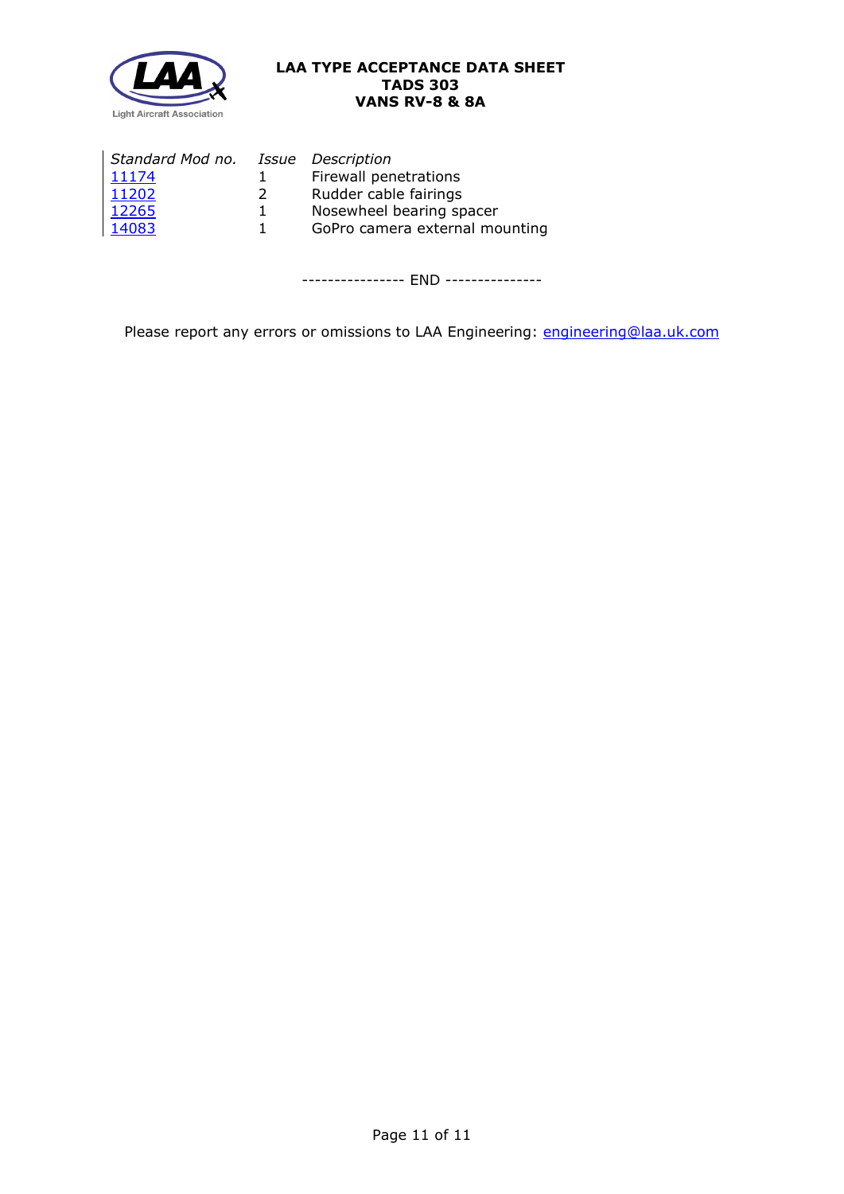| Standard Mod no. | Issue | Description |
|---|---|---|
| 11174 | 1 | Firewall penetrations |
| 11202 | 2 | Rudder cable fairings |
| 12265 | 1 | Nosewheel bearing spacer |
| 14083 | 1 | GoPro camera external mounting |

---------------- END ---------------

Please report any errors or omissions to LAA Engineering: engineering@laa.uk.com